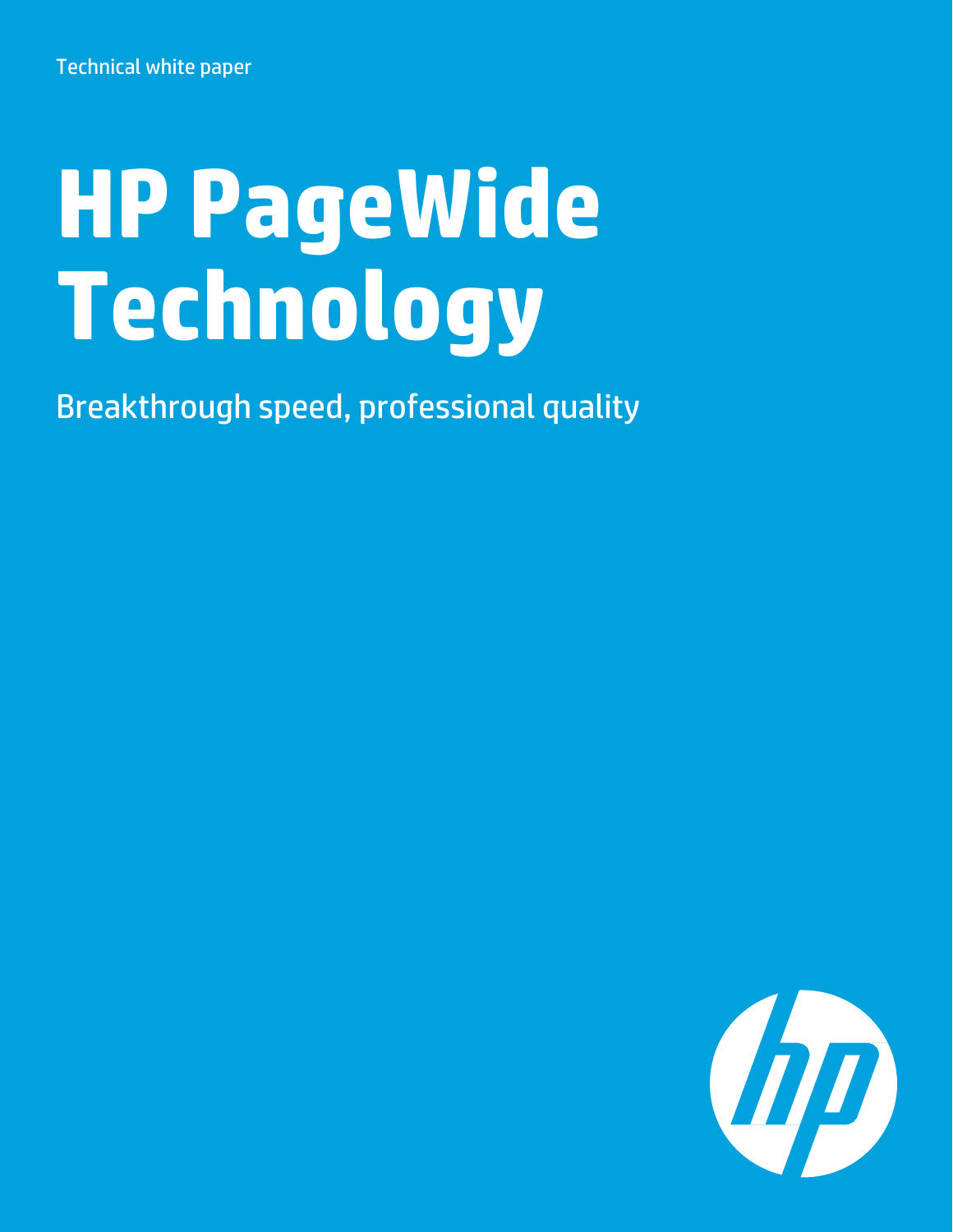Technical white paper

# HP PageWide Technology

Breakthrough speed, professional quality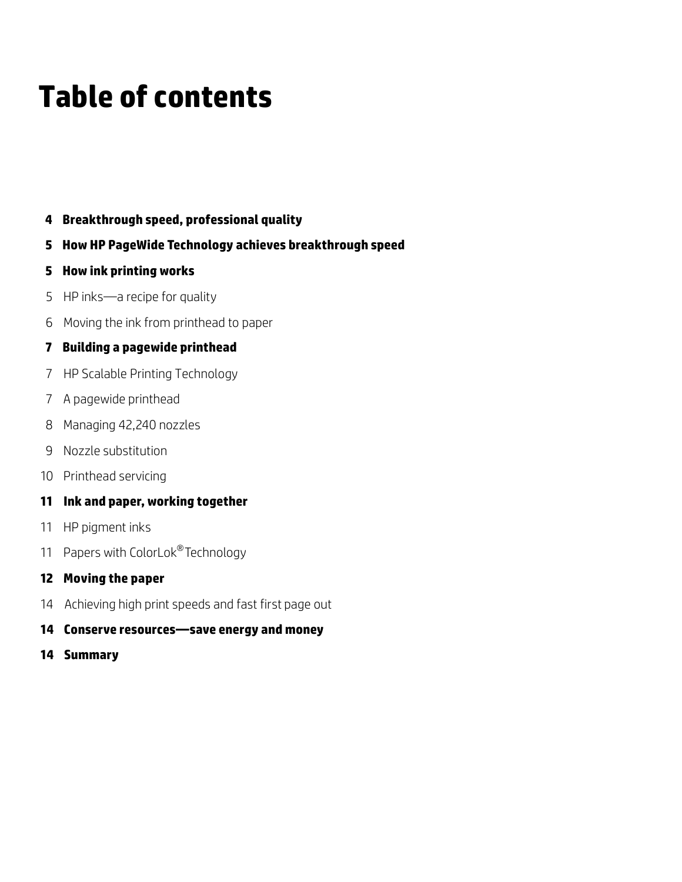# Table of contents

**4 Breakthrough speed, professional quality**

**5 How HP PageWide Technology achieves breakthrough speed**

**5 How ink printing works**

5 HP inks—a recipe for quality

6 Moving the ink from printhead to paper

**7 Building a pagewide printhead**

7 HP Scalable Printing Technology

7 A pagewide printhead

8 Managing 42,240 nozzles

9 Nozzle substitution

10 Printhead servicing

**11 Ink and paper, working together**

11 HP pigment inks

11 Papers with ColorLok® Technology

**12 Moving the paper**

14 Achieving high print speeds and fast first page out

**14 Conserve resources—save energy and money**

**14 Summary**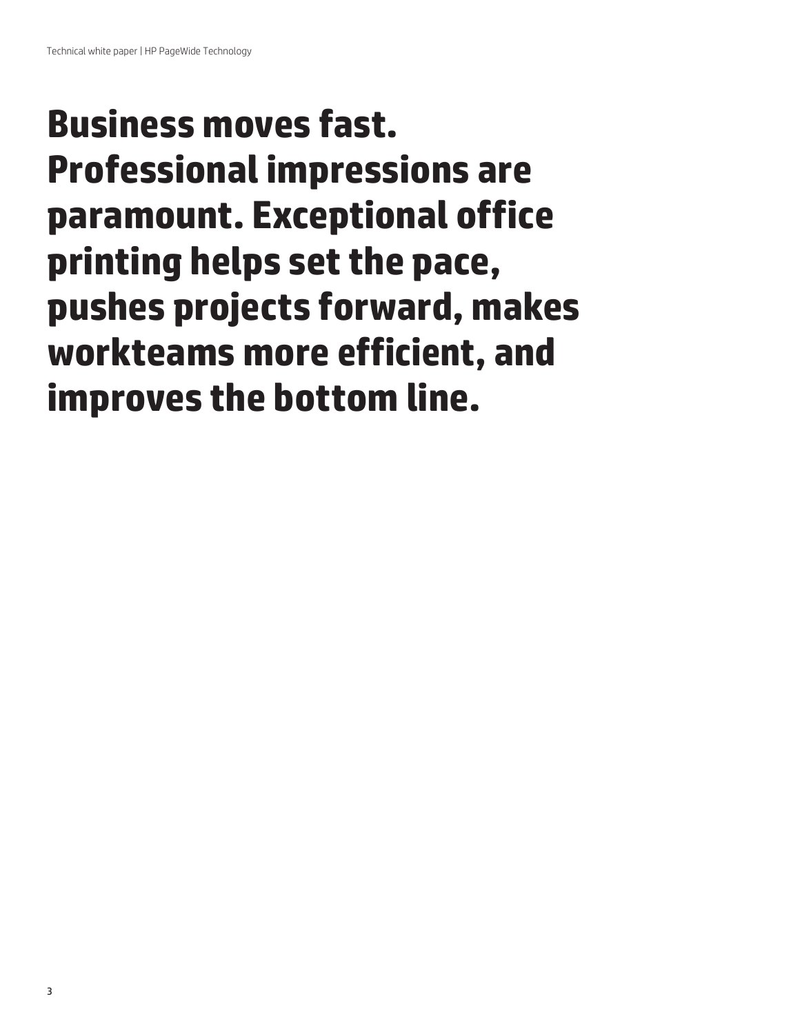# Business moves fast. Professional impressions are paramount. Exceptional office printing helps set the pace, pushes projects forward, makes workteams more efficient, and improves the bottom line.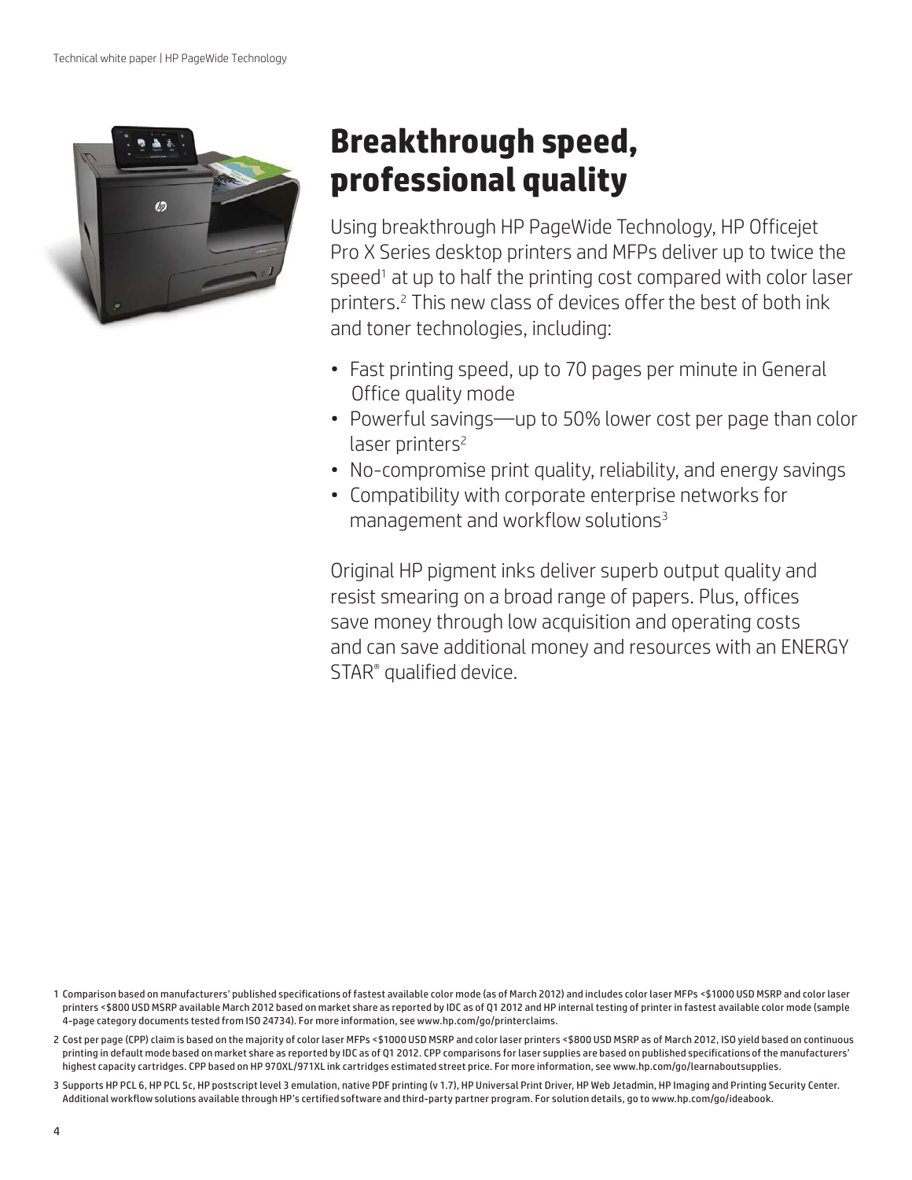# Breakthrough speed, professional quality

Using breakthrough HP PageWide Technology, HP Officejet Pro X Series desktop printers and MFPs deliver up to twice the speed[1] at up to half the printing cost compared with color laser printers.[2] This new class of devices offer the best of both ink and toner technologies, including:

- Fast printing speed, up to 70 pages per minute in General Office quality mode
- Powerful savings—up to 50% lower cost per page than color laser printers[2]
- No-compromise print quality, reliability, and energy savings
- Compatibility with corporate enterprise networks for management and workflow solutions[3]

Original HP pigment inks deliver superb output quality and resist smearing on a broad range of papers. Plus, offices save money through low acquisition and operating costs and can save additional money and resources with an ENERGY STAR® qualified device.

1 Comparison based on manufacturers' published specifications of fastest available color mode (as of March 2012) and includes color laser MFPs <$1000 USD MSRP and color laser printers <$800 USD MSRP available March 2012 based on market share as reported by IDC as of Q1 2012 and HP internal testing of printer in fastest available color mode (sample 4-page category documents tested from ISO 24734). For more information, see www.hp.com/go/printerclaims.

2 Cost per page (CPP) claim is based on the majority of color laser MFPs <$1000 USD MSRP and color laser printers <$800 USD MSRP as of March 2012, ISO yield based on continuous printing in default mode based on market share as reported by IDC as of Q1 2012. CPP comparisons for laser supplies are based on published specifications of the manufacturers' highest capacity cartridges. CPP based on HP 970XL/971XL ink cartridges estimated street price. For more information, see www.hp.com/go/learnaboutsupplies.

3 Supports HP PCL 6, HP PCL 5c, HP postscript level 3 emulation, native PDF printing (v 1.7), HP Universal Print Driver, HP Web Jetadmin, HP Imaging and Printing Security Center. Additional workflow solutions available through HP's certified software and third-party partner program. For solution details, go to www.hp.com/go/ideabook.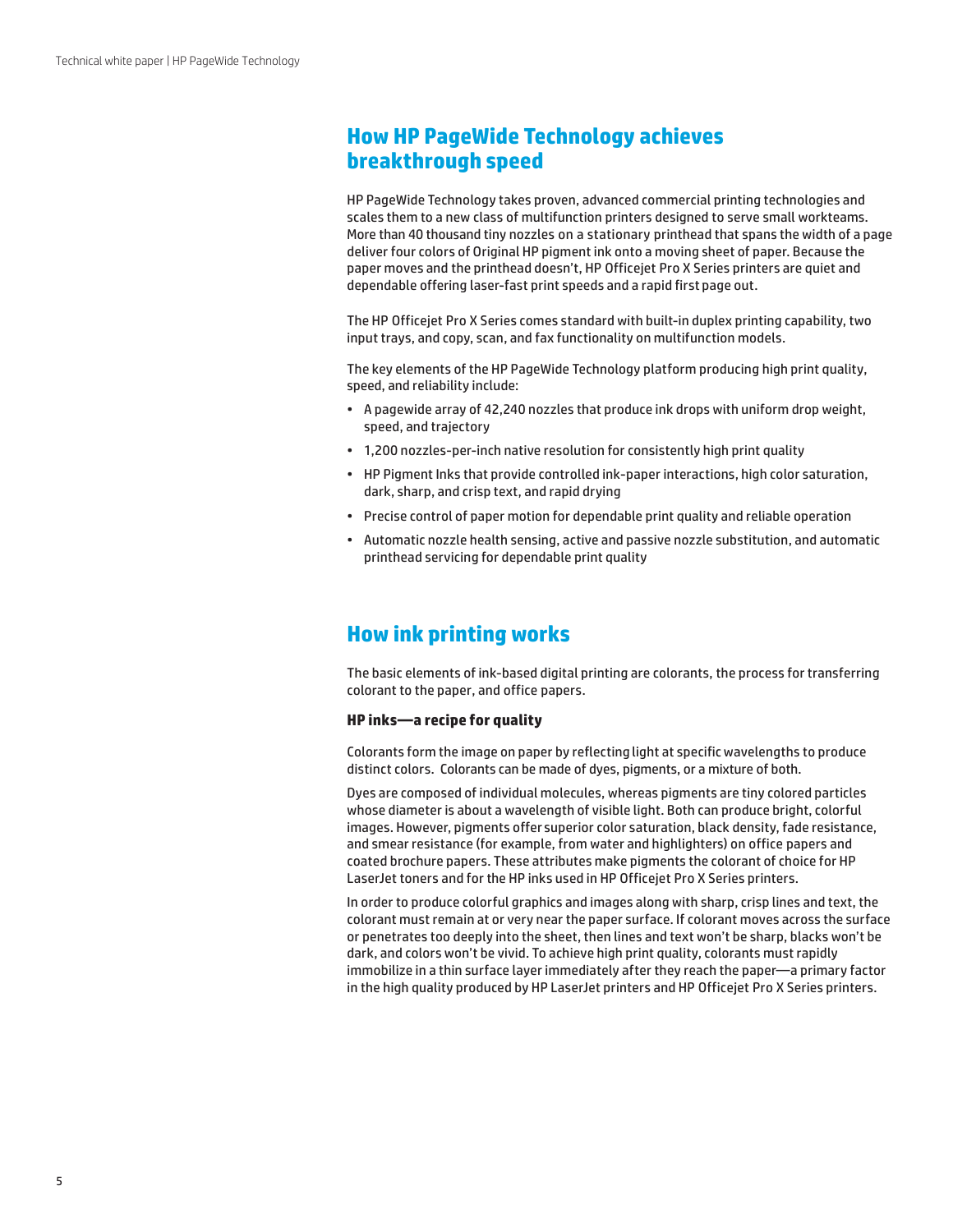## How HP PageWide Technology achieves breakthrough speed

HP PageWide Technology takes proven, advanced commercial printing technologies and scales them to a new class of multifunction printers designed to serve small workteams. More than 40 thousand tiny nozzles on a stationary printhead that spans the width of a page deliver four colors of Original HP pigment ink onto a moving sheet of paper. Because the paper moves and the printhead doesn't, HP Officejet Pro X Series printers are quiet and dependable offering laser-fast print speeds and a rapid first page out.

The HP Officejet Pro X Series comes standard with built-in duplex printing capability, two input trays, and copy, scan, and fax functionality on multifunction models.

The key elements of the HP PageWide Technology platform producing high print quality, speed, and reliability include:

- A pagewide array of 42,240 nozzles that produce ink drops with uniform drop weight, speed, and trajectory
- 1,200 nozzles-per-inch native resolution for consistently high print quality
- HP Pigment Inks that provide controlled ink-paper interactions, high color saturation, dark, sharp, and crisp text, and rapid drying
- Precise control of paper motion for dependable print quality and reliable operation
- Automatic nozzle health sensing, active and passive nozzle substitution, and automatic printhead servicing for dependable print quality

## How ink printing works

The basic elements of ink-based digital printing are colorants, the process for transferring colorant to the paper, and office papers.

### HP inks—a recipe for quality

Colorants form the image on paper by reflecting light at specific wavelengths to produce distinct colors. Colorants can be made of dyes, pigments, or a mixture of both.

Dyes are composed of individual molecules, whereas pigments are tiny colored particles whose diameter is about a wavelength of visible light. Both can produce bright, colorful images. However, pigments offer superior color saturation, black density, fade resistance, and smear resistance (for example, from water and highlighters) on office papers and coated brochure papers. These attributes make pigments the colorant of choice for HP LaserJet toners and for the HP inks used in HP Officejet Pro X Series printers.

In order to produce colorful graphics and images along with sharp, crisp lines and text, the colorant must remain at or very near the paper surface. If colorant moves across the surface or penetrates too deeply into the sheet, then lines and text won't be sharp, blacks won't be dark, and colors won't be vivid. To achieve high print quality, colorants must rapidly immobilize in a thin surface layer immediately after they reach the paper—a primary factor in the high quality produced by HP LaserJet printers and HP Officejet Pro X Series printers.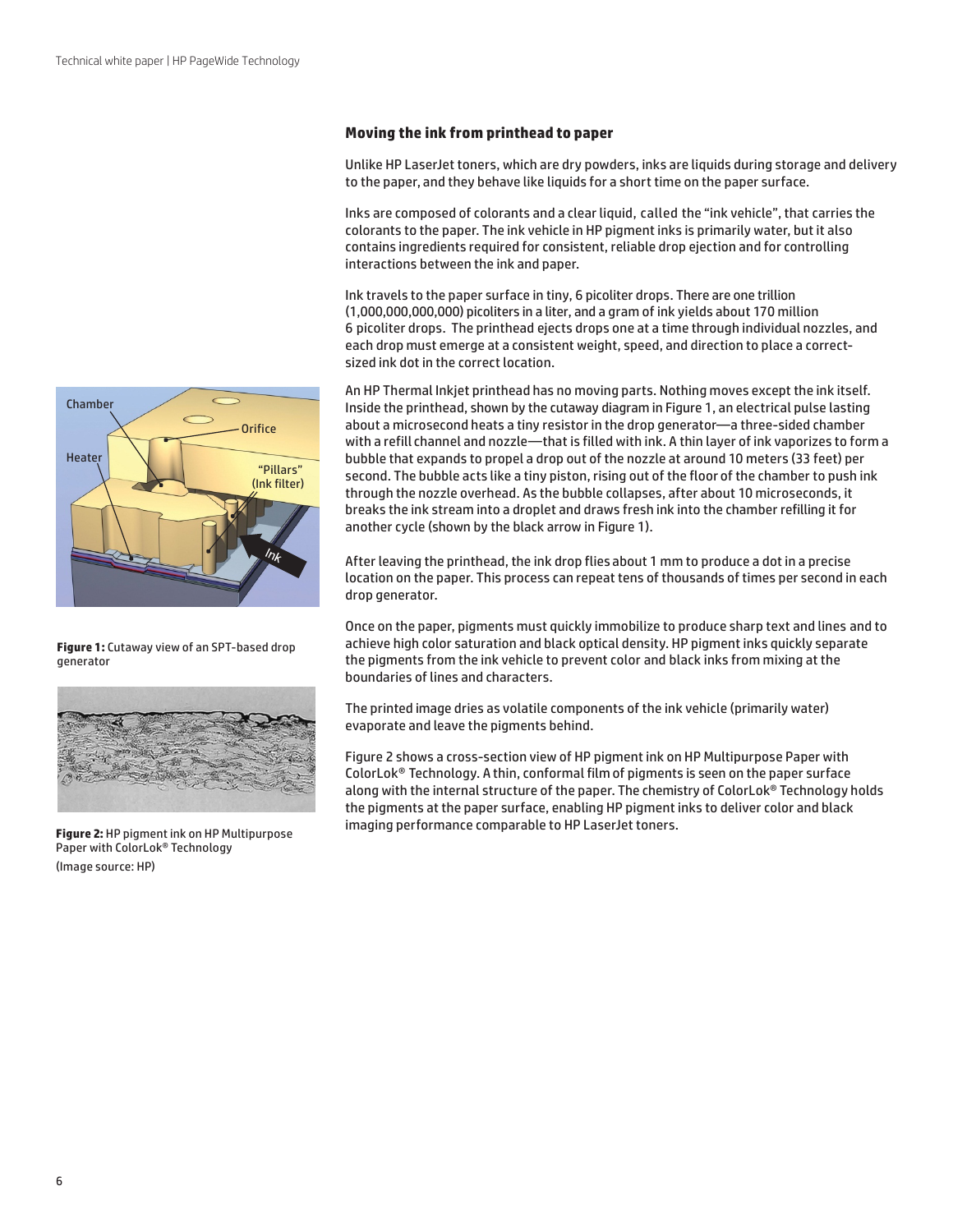## Moving the ink from printhead to paper

Unlike HP LaserJet toners, which are dry powders, inks are liquids during storage and delivery to the paper, and they behave like liquids for a short time on the paper surface.

Inks are composed of colorants and a clear liquid, called the "ink vehicle", that carries the colorants to the paper. The ink vehicle in HP pigment inks is primarily water, but it also contains ingredients required for consistent, reliable drop ejection and for controlling interactions between the ink and paper.

Ink travels to the paper surface in tiny, 6 picoliter drops. There are one trillion (1,000,000,000,000) picoliters in a liter, and a gram of ink yields about 170 million 6 picoliter drops. The printhead ejects drops one at a time through individual nozzles, and each drop must emerge at a consistent weight, speed, and direction to place a correct-sized ink dot in the correct location.

An HP Thermal Inkjet printhead has no moving parts. Nothing moves except the ink itself. Inside the printhead, shown by the cutaway diagram in Figure 1, an electrical pulse lasting about a microsecond heats a tiny resistor in the drop generator—a three-sided chamber with a refill channel and nozzle—that is filled with ink. A thin layer of ink vaporizes to form a bubble that expands to propel a drop out of the nozzle at around 10 meters (33 feet) per second. The bubble acts like a tiny piston, rising out of the floor of the chamber to push ink through the nozzle overhead. As the bubble collapses, after about 10 microseconds, it breaks the ink stream into a droplet and draws fresh ink into the chamber refilling it for another cycle (shown by the black arrow in Figure 1).

**Figure 1:** Cutaway view of an SPT-based drop generator

After leaving the printhead, the ink drop flies about 1 mm to produce a dot in a precise location on the paper. This process can repeat tens of thousands of times per second in each drop generator.

Once on the paper, pigments must quickly immobilize to produce sharp text and lines and to achieve high color saturation and black optical density. HP pigment inks quickly separate the pigments from the ink vehicle to prevent color and black inks from mixing at the boundaries of lines and characters.

The printed image dries as volatile components of the ink vehicle (primarily water) evaporate and leave the pigments behind.

Figure 2 shows a cross-section view of HP pigment ink on HP Multipurpose Paper with ColorLok® Technology. A thin, conformal film of pigments is seen on the paper surface along with the internal structure of the paper. The chemistry of ColorLok® Technology holds the pigments at the paper surface, enabling HP pigment inks to deliver color and black imaging performance comparable to HP LaserJet toners.

**Figure 2:** HP pigment ink on HP Multipurpose Paper with ColorLok® Technology
(Image source: HP)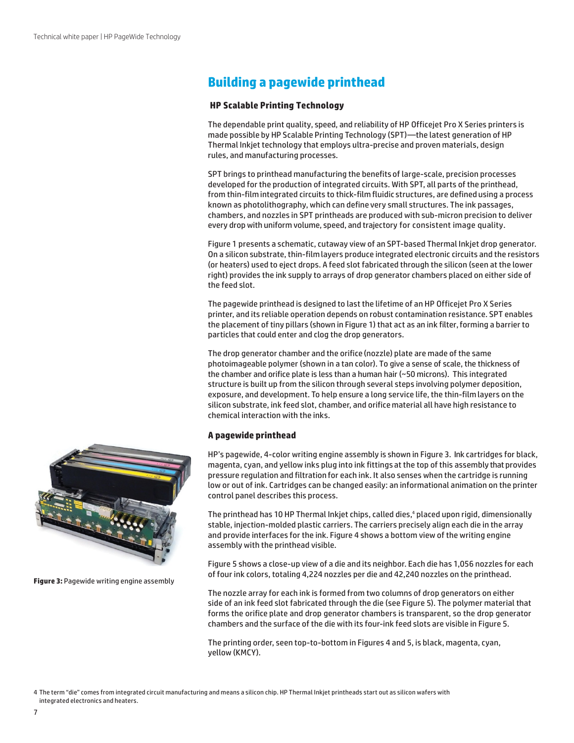## Building a pagewide printhead

### HP Scalable Printing Technology

The dependable print quality, speed, and reliability of HP Officejet Pro X Series printers is made possible by HP Scalable Printing Technology (SPT)—the latest generation of HP Thermal Inkjet technology that employs ultra-precise and proven materials, design rules, and manufacturing processes.

SPT brings to printhead manufacturing the benefits of large-scale, precision processes developed for the production of integrated circuits. With SPT, all parts of the printhead, from thin-film integrated circuits to thick-film fluidic structures, are defined using a process known as photolithography, which can define very small structures. The ink passages, chambers, and nozzles in SPT printheads are produced with sub-micron precision to deliver every drop with uniform volume, speed, and trajectory for consistent image quality.

Figure 1 presents a schematic, cutaway view of an SPT-based Thermal Inkjet drop generator. On a silicon substrate, thin-film layers produce integrated electronic circuits and the resistors (or heaters) used to eject drops. A feed slot fabricated through the silicon (seen at the lower right) provides the ink supply to arrays of drop generator chambers placed on either side of the feed slot.

The pagewide printhead is designed to last the lifetime of an HP Officejet Pro X Series printer, and its reliable operation depends on robust contamination resistance. SPT enables the placement of tiny pillars (shown in Figure 1) that act as an ink filter, forming a barrier to particles that could enter and clog the drop generators.

The drop generator chamber and the orifice (nozzle) plate are made of the same photoimageable polymer (shown in a tan color). To give a sense of scale, the thickness of the chamber and orifice plate is less than a human hair (~50 microns). This integrated structure is built up from the silicon through several steps involving polymer deposition, exposure, and development. To help ensure a long service life, the thin-film layers on the silicon substrate, ink feed slot, chamber, and orifice material all have high resistance to chemical interaction with the inks.

### A pagewide printhead

HP's pagewide, 4-color writing engine assembly is shown in Figure 3. Ink cartridges for black, magenta, cyan, and yellow inks plug into ink fittings at the top of this assembly that provides pressure regulation and filtration for each ink. It also senses when the cartridge is running low or out of ink. Cartridges can be changed easily: an informational animation on the printer control panel describes this process.

**Figure 3:** Pagewide writing engine assembly

The printhead has 10 HP Thermal Inkjet chips, called dies,[4] placed upon rigid, dimensionally stable, injection-molded plastic carriers. The carriers precisely align each die in the array and provide interfaces for the ink. Figure 4 shows a bottom view of the writing engine assembly with the printhead visible.

Figure 5 shows a close-up view of a die and its neighbor. Each die has 1,056 nozzles for each of four ink colors, totaling 4,224 nozzles per die and 42,240 nozzles on the printhead.

The nozzle array for each ink is formed from two columns of drop generators on either side of an ink feed slot fabricated through the die (see Figure 5). The polymer material that forms the orifice plate and drop generator chambers is transparent, so the drop generator chambers and the surface of the die with its four-ink feed slots are visible in Figure 5.

The printing order, seen top-to-bottom in Figures 4 and 5, is black, magenta, cyan, yellow (KMCY).

[4] The term "die" comes from integrated circuit manufacturing and means a silicon chip. HP Thermal Inkjet printheads start out as silicon wafers with integrated electronics and heaters.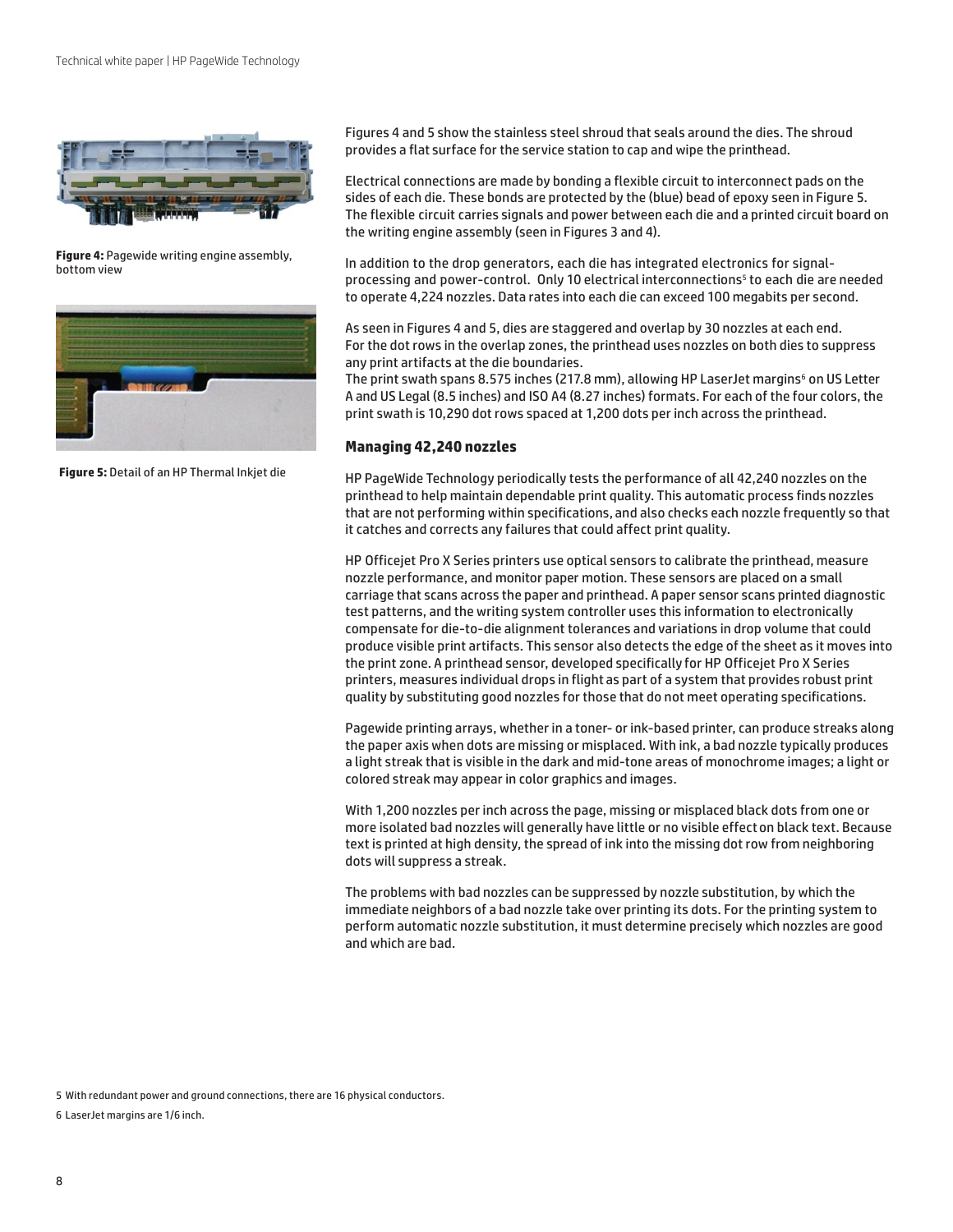**Figure 4:** Pagewide writing engine assembly, bottom view

**Figure 5:** Detail of an HP Thermal Inkjet die

Figures 4 and 5 show the stainless steel shroud that seals around the dies. The shroud provides a flat surface for the service station to cap and wipe the printhead.

Electrical connections are made by bonding a flexible circuit to interconnect pads on the sides of each die. These bonds are protected by the (blue) bead of epoxy seen in Figure 5. The flexible circuit carries signals and power between each die and a printed circuit board on the writing engine assembly (seen in Figures 3 and 4).

In addition to the drop generators, each die has integrated electronics for signal-processing and power-control. Only 10 electrical interconnections[5] to each die are needed to operate 4,224 nozzles. Data rates into each die can exceed 100 megabits per second.

As seen in Figures 4 and 5, dies are staggered and overlap by 30 nozzles at each end. For the dot rows in the overlap zones, the printhead uses nozzles on both dies to suppress any print artifacts at the die boundaries.
The print swath spans 8.575 inches (217.8 mm), allowing HP LaserJet margins[6] on US Letter A and US Legal (8.5 inches) and ISO A4 (8.27 inches) formats. For each of the four colors, the print swath is 10,290 dot rows spaced at 1,200 dots per inch across the printhead.

### Managing 42,240 nozzles

HP PageWide Technology periodically tests the performance of all 42,240 nozzles on the printhead to help maintain dependable print quality. This automatic process finds nozzles that are not performing within specifications, and also checks each nozzle frequently so that it catches and corrects any failures that could affect print quality.

HP Officejet Pro X Series printers use optical sensors to calibrate the printhead, measure nozzle performance, and monitor paper motion. These sensors are placed on a small carriage that scans across the paper and printhead. A paper sensor scans printed diagnostic test patterns, and the writing system controller uses this information to electronically compensate for die-to-die alignment tolerances and variations in drop volume that could produce visible print artifacts. This sensor also detects the edge of the sheet as it moves into the print zone. A printhead sensor, developed specifically for HP Officejet Pro X Series printers, measures individual drops in flight as part of a system that provides robust print quality by substituting good nozzles for those that do not meet operating specifications.

Pagewide printing arrays, whether in a toner- or ink-based printer, can produce streaks along the paper axis when dots are missing or misplaced. With ink, a bad nozzle typically produces a light streak that is visible in the dark and mid-tone areas of monochrome images; a light or colored streak may appear in color graphics and images.

With 1,200 nozzles per inch across the page, missing or misplaced black dots from one or more isolated bad nozzles will generally have little or no visible effect on black text. Because text is printed at high density, the spread of ink into the missing dot row from neighboring dots will suppress a streak.

The problems with bad nozzles can be suppressed by nozzle substitution, by which the immediate neighbors of a bad nozzle take over printing its dots. For the printing system to perform automatic nozzle substitution, it must determine precisely which nozzles are good and which are bad.

5 With redundant power and ground connections, there are 16 physical conductors.

6 LaserJet margins are 1/6 inch.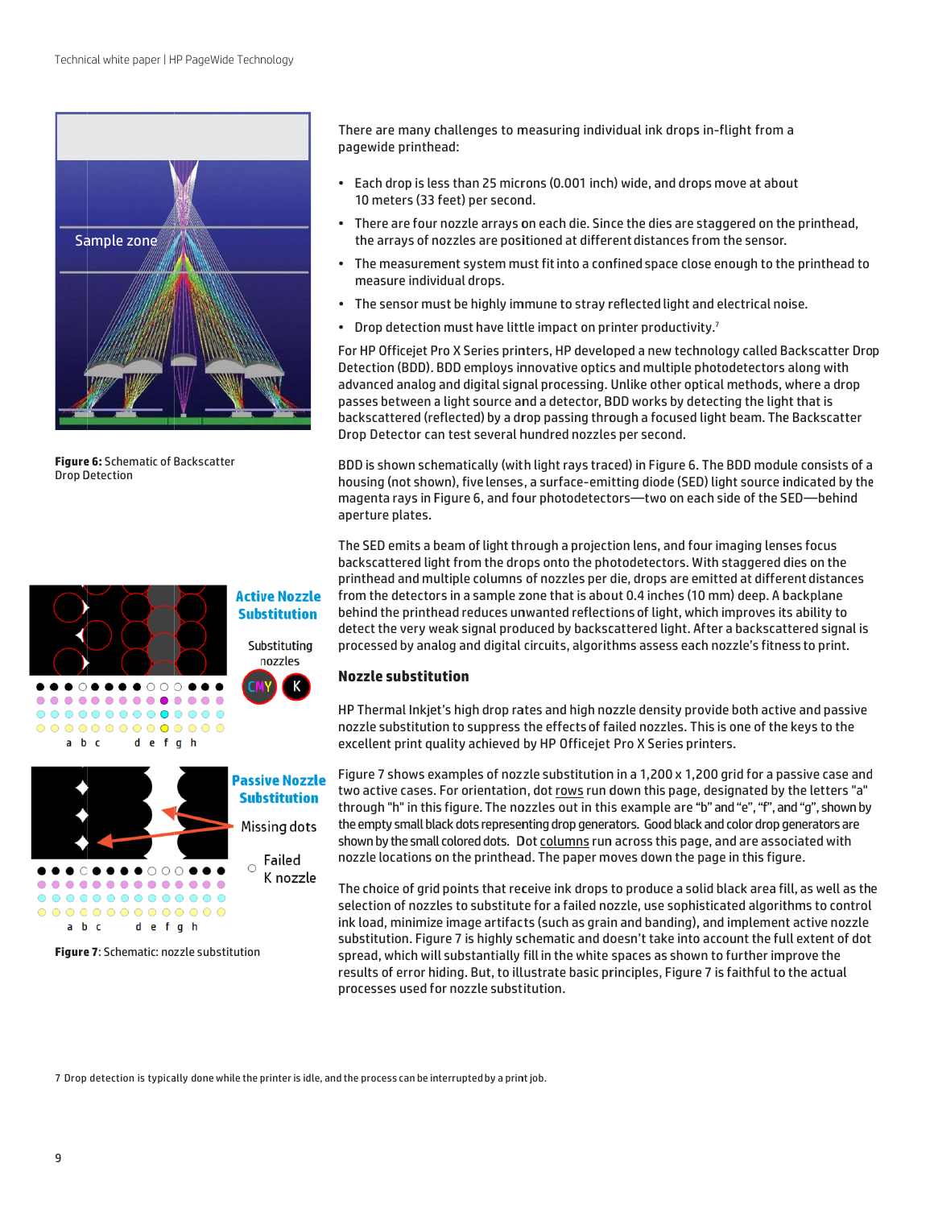Figure 6: Schematic of Backscatter Drop Detection

Figure 7: Schematic: nozzle substitution

There are many challenges to measuring individual ink drops in-flight from a pagewide printhead:

- Each drop is less than 25 microns (0.001 inch) wide, and drops move at about 10 meters (33 feet) per second.
- There are four nozzle arrays on each die. Since the dies are staggered on the printhead, the arrays of nozzles are positioned at different distances from the sensor.
- The measurement system must fit into a confined space close enough to the printhead to measure individual drops.
- The sensor must be highly immune to stray reflected light and electrical noise.
- Drop detection must have little impact on printer productivity.[7]

For HP Officejet Pro X Series printers, HP developed a new technology called Backscatter Drop Detection (BDD). BDD employs innovative optics and multiple photodetectors along with advanced analog and digital signal processing. Unlike other optical methods, where a drop passes between a light source and a detector, BDD works by detecting the light that is backscattered (reflected) by a drop passing through a focused light beam. The Backscatter Drop Detector can test several hundred nozzles per second.

BDD is shown schematically (with light rays traced) in Figure 6. The BDD module consists of a housing (not shown), five lenses, a surface-emitting diode (SED) light source indicated by the magenta rays in Figure 6, and four photodetectors—two on each side of the SED—behind aperture plates.

The SED emits a beam of light through a projection lens, and four imaging lenses focus backscattered light from the drops onto the photodetectors. With staggered dies on the printhead and multiple columns of nozzles per die, drops are emitted at different distances from the detectors in a sample zone that is about 0.4 inches (10 mm) deep. A backplane behind the printhead reduces unwanted reflections of light, which improves its ability to detect the very weak signal produced by backscattered light. After a backscattered signal is processed by analog and digital circuits, algorithms assess each nozzle's fitness to print.

## Nozzle substitution

HP Thermal Inkjet's high drop rates and high nozzle density provide both active and passive nozzle substitution to suppress the effects of failed nozzles. This is one of the keys to the excellent print quality achieved by HP Officejet Pro X Series printers.

Figure 7 shows examples of nozzle substitution in a 1,200 x 1,200 grid for a passive case and two active cases. For orientation, dot rows run down this page, designated by the letters "a" through "h" in this figure. The nozzles out in this example are "b" and "e", "f", and "g", shown by the empty small black dots representing drop generators. Good black and color drop generators are shown by the small colored dots. Dot columns run across this page, and are associated with nozzle locations on the printhead. The paper moves down the page in this figure.

The choice of grid points that receive ink drops to produce a solid black area fill, as well as the selection of nozzles to substitute for a failed nozzle, use sophisticated algorithms to control ink load, minimize image artifacts (such as grain and banding), and implement active nozzle substitution. Figure 7 is highly schematic and doesn't take into account the full extent of dot spread, which will substantially fill in the white spaces as shown to further improve the results of error hiding. But, to illustrate basic principles, Figure 7 is faithful to the actual processes used for nozzle substitution.

7 Drop detection is typically done while the printer is idle, and the process can be interrupted by a print job.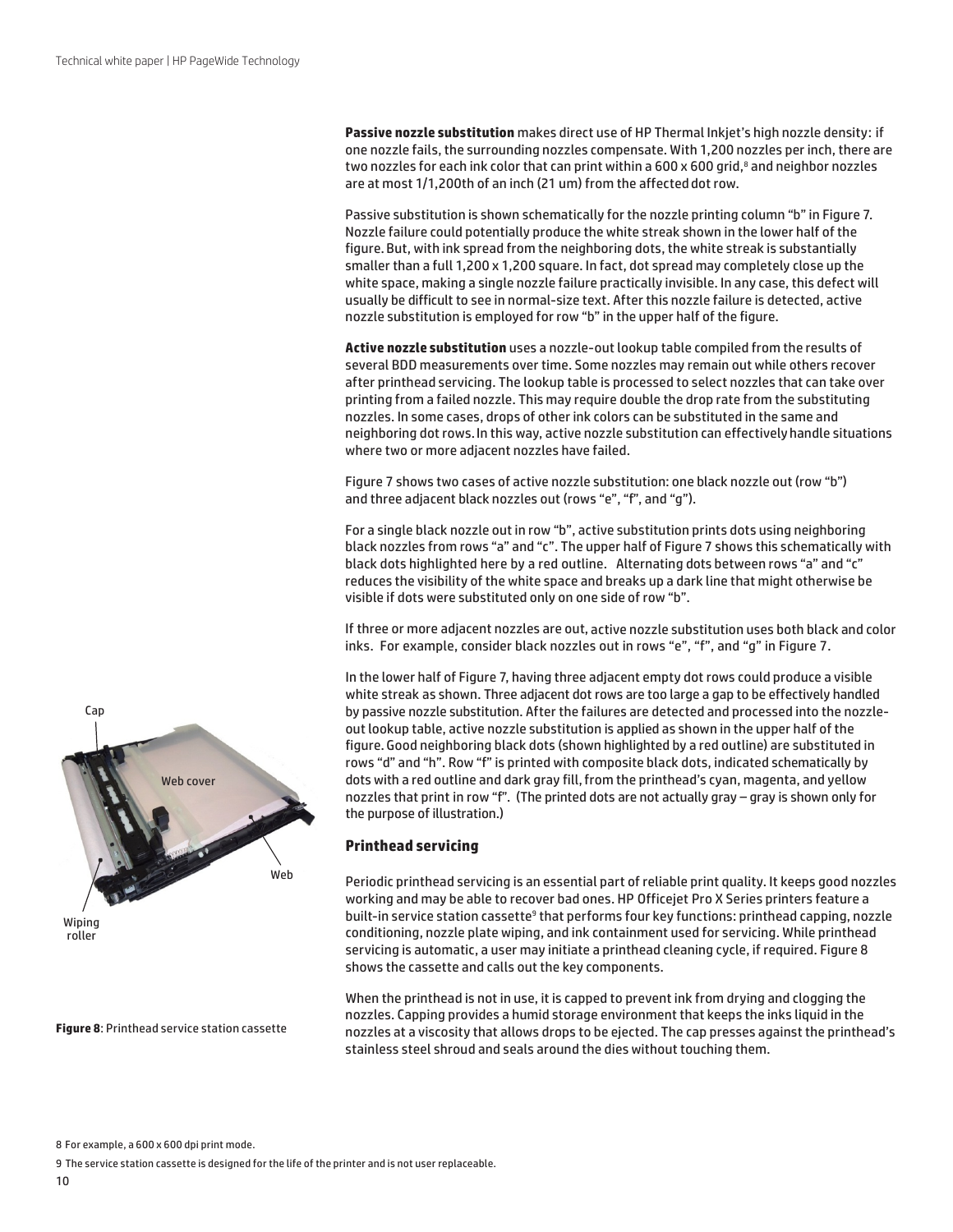**Passive nozzle substitution** makes direct use of HP Thermal Inkjet's high nozzle density: if one nozzle fails, the surrounding nozzles compensate. With 1,200 nozzles per inch, there are two nozzles for each ink color that can print within a 600 x 600 grid,[8] and neighbor nozzles are at most 1/1,200th of an inch (21 um) from the affected dot row.

Passive substitution is shown schematically for the nozzle printing column "b" in Figure 7. Nozzle failure could potentially produce the white streak shown in the lower half of the figure. But, with ink spread from the neighboring dots, the white streak is substantially smaller than a full 1,200 x 1,200 square. In fact, dot spread may completely close up the white space, making a single nozzle failure practically invisible. In any case, this defect will usually be difficult to see in normal-size text. After this nozzle failure is detected, active nozzle substitution is employed for row "b" in the upper half of the figure.

**Active nozzle substitution** uses a nozzle-out lookup table compiled from the results of several BDD measurements over time. Some nozzles may remain out while others recover after printhead servicing. The lookup table is processed to select nozzles that can take over printing from a failed nozzle. This may require double the drop rate from the substituting nozzles. In some cases, drops of other ink colors can be substituted in the same and neighboring dot rows. In this way, active nozzle substitution can effectively handle situations where two or more adjacent nozzles have failed.

Figure 7 shows two cases of active nozzle substitution: one black nozzle out (row "b") and three adjacent black nozzles out (rows "e", "f", and "g").

For a single black nozzle out in row "b", active substitution prints dots using neighboring black nozzles from rows "a" and "c". The upper half of Figure 7 shows this schematically with black dots highlighted here by a red outline. Alternating dots between rows "a" and "c" reduces the visibility of the white space and breaks up a dark line that might otherwise be visible if dots were substituted only on one side of row "b".

If three or more adjacent nozzles are out, active nozzle substitution uses both black and color inks. For example, consider black nozzles out in rows "e", "f", and "g" in Figure 7.

In the lower half of Figure 7, having three adjacent empty dot rows could produce a visible white streak as shown. Three adjacent dot rows are too large a gap to be effectively handled by passive nozzle substitution. After the failures are detected and processed into the nozzle-out lookup table, active nozzle substitution is applied as shown in the upper half of the figure. Good neighboring black dots (shown highlighted by a red outline) are substituted in rows "d" and "h". Row "f" is printed with composite black dots, indicated schematically by dots with a red outline and dark gray fill, from the printhead's cyan, magenta, and yellow nozzles that print in row "f". (The printed dots are not actually gray – gray is shown only for the purpose of illustration.)

Cap

Web cover

Web

Wiping roller

**Figure 8**: Printhead service station cassette

## Printhead servicing

Periodic printhead servicing is an essential part of reliable print quality. It keeps good nozzles working and may be able to recover bad ones. HP Officejet Pro X Series printers feature a built-in service station cassette[9] that performs four key functions: printhead capping, nozzle conditioning, nozzle plate wiping, and ink containment used for servicing. While printhead servicing is automatic, a user may initiate a printhead cleaning cycle, if required. Figure 8 shows the cassette and calls out the key components.

When the printhead is not in use, it is capped to prevent ink from drying and clogging the nozzles. Capping provides a humid storage environment that keeps the inks liquid in the nozzles at a viscosity that allows drops to be ejected. The cap presses against the printhead's stainless steel shroud and seals around the dies without touching them.

8 For example, a 600 x 600 dpi print mode.

9 The service station cassette is designed for the life of the printer and is not user replaceable.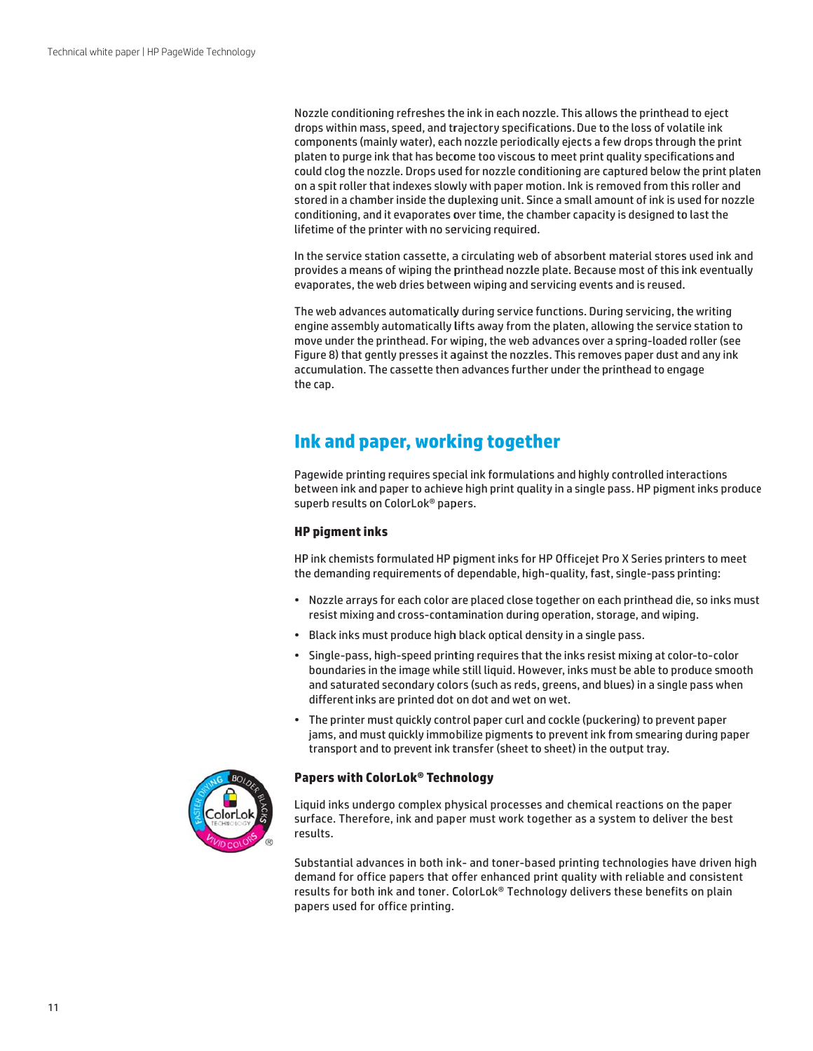Nozzle conditioning refreshes the ink in each nozzle. This allows the printhead to eject drops within mass, speed, and trajectory specifications. Due to the loss of volatile ink components (mainly water), each nozzle periodically ejects a few drops through the print platen to purge ink that has become too viscous to meet print quality specifications and could clog the nozzle. Drops used for nozzle conditioning are captured below the print platen on a spit roller that indexes slowly with paper motion. Ink is removed from this roller and stored in a chamber inside the duplexing unit. Since a small amount of ink is used for nozzle conditioning, and it evaporates over time, the chamber capacity is designed to last the lifetime of the printer with no servicing required.

In the service station cassette, a circulating web of absorbent material stores used ink and provides a means of wiping the printhead nozzle plate. Because most of this ink eventually evaporates, the web dries between wiping and servicing events and is reused.

The web advances automatically during service functions. During servicing, the writing engine assembly automatically lifts away from the platen, allowing the service station to move under the printhead. For wiping, the web advances over a spring-loaded roller (see Figure 8) that gently presses it against the nozzles. This removes paper dust and any ink accumulation. The cassette then advances further under the printhead to engage the cap.

## Ink and paper, working together

Pagewide printing requires special ink formulations and highly controlled interactions between ink and paper to achieve high print quality in a single pass. HP pigment inks produce superb results on ColorLok® papers.

### HP pigment inks

HP ink chemists formulated HP pigment inks for HP Officejet Pro X Series printers to meet the demanding requirements of dependable, high-quality, fast, single-pass printing:

- Nozzle arrays for each color are placed close together on each printhead die, so inks must resist mixing and cross-contamination during operation, storage, and wiping.
- Black inks must produce high black optical density in a single pass.
- Single-pass, high-speed printing requires that the inks resist mixing at color-to-color boundaries in the image while still liquid. However, inks must be able to produce smooth and saturated secondary colors (such as reds, greens, and blues) in a single pass when different inks are printed dot on dot and wet on wet.
- The printer must quickly control paper curl and cockle (puckering) to prevent paper jams, and must quickly immobilize pigments to prevent ink from smearing during paper transport and to prevent ink transfer (sheet to sheet) in the output tray.

### Papers with ColorLok® Technology

Liquid inks undergo complex physical processes and chemical reactions on the paper surface. Therefore, ink and paper must work together as a system to deliver the best results.

Substantial advances in both ink- and toner-based printing technologies have driven high demand for office papers that offer enhanced print quality with reliable and consistent results for both ink and toner. ColorLok® Technology delivers these benefits on plain papers used for office printing.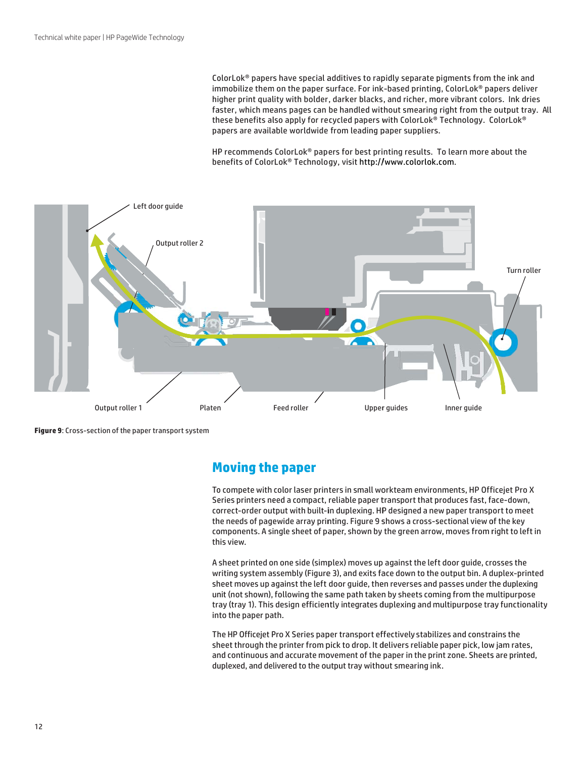ColorLok® papers have special additives to rapidly separate pigments from the ink and immobilize them on the paper surface. For ink-based printing, ColorLok® papers deliver higher print quality with bolder, darker blacks, and richer, more vibrant colors. Ink dries faster, which means pages can be handled without smearing right from the output tray. All these benefits also apply for recycled papers with ColorLok® Technology. ColorLok® papers are available worldwide from leading paper suppliers.

HP recommends ColorLok® papers for best printing results. To learn more about the benefits of ColorLok® Technology, visit http://www.colorlok.com.

**Figure 9**: Cross-section of the paper transport system

## Moving the paper

To compete with color laser printers in small workteam environments, HP Officejet Pro X Series printers need a compact, reliable paper transport that produces fast, face-down, correct-order output with built-in duplexing. HP designed a new paper transport to meet the needs of pagewide array printing. Figure 9 shows a cross-sectional view of the key components. A single sheet of paper, shown by the green arrow, moves from right to left in this view.

A sheet printed on one side (simplex) moves up against the left door guide, crosses the writing system assembly (Figure 3), and exits face down to the output bin. A duplex-printed sheet moves up against the left door guide, then reverses and passes under the duplexing unit (not shown), following the same path taken by sheets coming from the multipurpose tray (tray 1). This design efficiently integrates duplexing and multipurpose tray functionality into the paper path.

The HP Officejet Pro X Series paper transport effectively stabilizes and constrains the sheet through the printer from pick to drop. It delivers reliable paper pick, low jam rates, and continuous and accurate movement of the paper in the print zone. Sheets are printed, duplexed, and delivered to the output tray without smearing ink.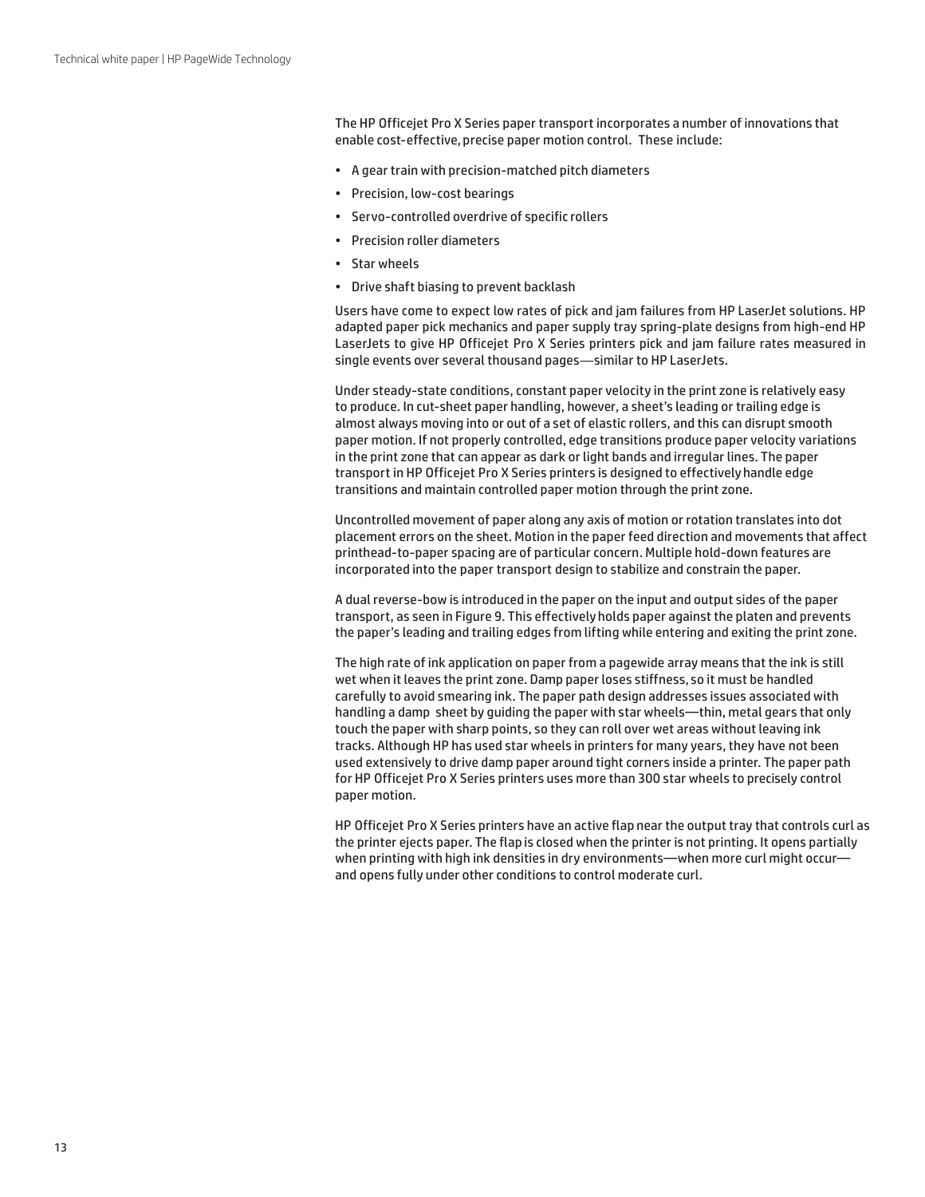The HP Officejet Pro X Series paper transport incorporates a number of innovations that enable cost-effective, precise paper motion control. These include:

- A gear train with precision-matched pitch diameters
- Precision, low-cost bearings
- Servo-controlled overdrive of specific rollers
- Precision roller diameters
- Star wheels
- Drive shaft biasing to prevent backlash

Users have come to expect low rates of pick and jam failures from HP LaserJet solutions. HP adapted paper pick mechanics and paper supply tray spring-plate designs from high-end HP LaserJets to give HP Officejet Pro X Series printers pick and jam failure rates measured in single events over several thousand pages—similar to HP LaserJets.

Under steady-state conditions, constant paper velocity in the print zone is relatively easy to produce. In cut-sheet paper handling, however, a sheet's leading or trailing edge is almost always moving into or out of a set of elastic rollers, and this can disrupt smooth paper motion. If not properly controlled, edge transitions produce paper velocity variations in the print zone that can appear as dark or light bands and irregular lines. The paper transport in HP Officejet Pro X Series printers is designed to effectively handle edge transitions and maintain controlled paper motion through the print zone.

Uncontrolled movement of paper along any axis of motion or rotation translates into dot placement errors on the sheet. Motion in the paper feed direction and movements that affect printhead-to-paper spacing are of particular concern. Multiple hold-down features are incorporated into the paper transport design to stabilize and constrain the paper.

A dual reverse-bow is introduced in the paper on the input and output sides of the paper transport, as seen in Figure 9. This effectively holds paper against the platen and prevents the paper's leading and trailing edges from lifting while entering and exiting the print zone.

The high rate of ink application on paper from a pagewide array means that the ink is still wet when it leaves the print zone. Damp paper loses stiffness, so it must be handled carefully to avoid smearing ink. The paper path design addresses issues associated with handling a damp sheet by guiding the paper with star wheels—thin, metal gears that only touch the paper with sharp points, so they can roll over wet areas without leaving ink tracks. Although HP has used star wheels in printers for many years, they have not been used extensively to drive damp paper around tight corners inside a printer. The paper path for HP Officejet Pro X Series printers uses more than 300 star wheels to precisely control paper motion.

HP Officejet Pro X Series printers have an active flap near the output tray that controls curl as the printer ejects paper. The flap is closed when the printer is not printing. It opens partially when printing with high ink densities in dry environments—when more curl might occur—and opens fully under other conditions to control moderate curl.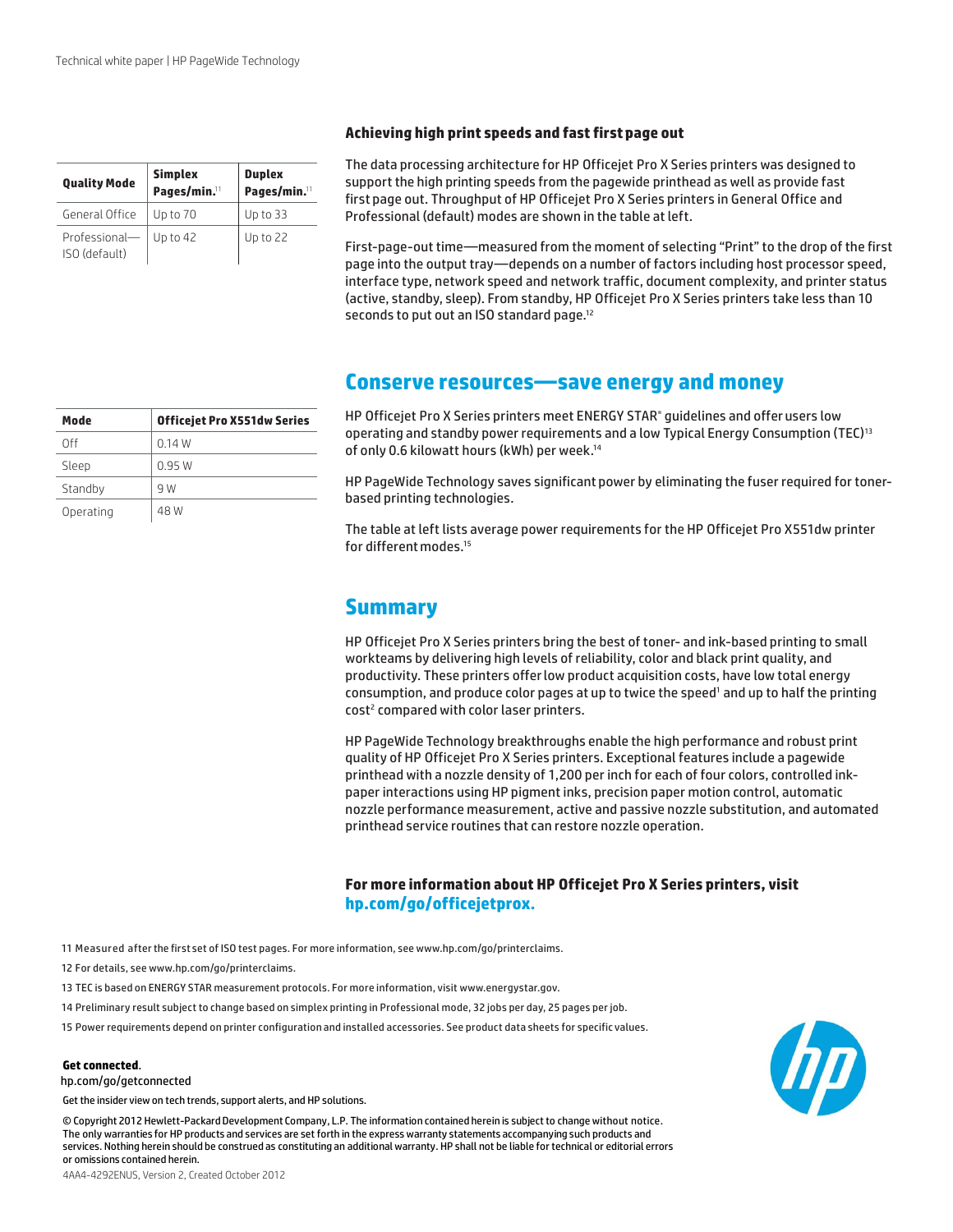| Quality Mode | Simplex Pages/min.[11] | Duplex Pages/min.[11] |
|---|---|---|
| General Office | Up to 70 | Up to 33 |
| Professional—ISO (default) | Up to 42 | Up to 22 |

### Achieving high print speeds and fast first page out

The data processing architecture for HP Officejet Pro X Series printers was designed to support the high printing speeds from the pagewide printhead as well as provide fast first page out. Throughput of HP Officejet Pro X Series printers in General Office and Professional (default) modes are shown in the table at left.

First-page-out time—measured from the moment of selecting "Print" to the drop of the first page into the output tray—depends on a number of factors including host processor speed, interface type, network speed and network traffic, document complexity, and printer status (active, standby, sleep). From standby, HP Officejet Pro X Series printers take less than 10 seconds to put out an ISO standard page.[12]

## Conserve resources—save energy and money

| Mode | Officejet Pro X551dw Series |
|---|---|
| Off | 0.14 W |
| Sleep | 0.95 W |
| Standby | 9 W |
| Operating | 48 W |

HP Officejet Pro X Series printers meet ENERGY STAR® guidelines and offer users low operating and standby power requirements and a low Typical Energy Consumption (TEC)[13] of only 0.6 kilowatt hours (kWh) per week.[14]

HP PageWide Technology saves significant power by eliminating the fuser required for toner-based printing technologies.

The table at left lists average power requirements for the HP Officejet Pro X551dw printer for different modes.[15]

## Summary

HP Officejet Pro X Series printers bring the best of toner- and ink-based printing to small workteams by delivering high levels of reliability, color and black print quality, and productivity. These printers offer low product acquisition costs, have low total energy consumption, and produce color pages at up to twice the speed[1] and up to half the printing cost[2] compared with color laser printers.

HP PageWide Technology breakthroughs enable the high performance and robust print quality of HP Officejet Pro X Series printers. Exceptional features include a pagewide printhead with a nozzle density of 1,200 per inch for each of four colors, controlled ink-paper interactions using HP pigment inks, precision paper motion control, automatic nozzle performance measurement, active and passive nozzle substitution, and automated printhead service routines that can restore nozzle operation.

**For more information about HP Officejet Pro X Series printers, visit hp.com/go/officejetprox.**

11 Measured after the first set of ISO test pages. For more information, see www.hp.com/go/printerclaims.

12 For details, see www.hp.com/go/printerclaims.

13 TEC is based on ENERGY STAR measurement protocols. For more information, visit www.energystar.gov.

14 Preliminary result subject to change based on simplex printing in Professional mode, 32 jobs per day, 25 pages per job.

15 Power requirements depend on printer configuration and installed accessories. See product data sheets for specific values.

**Get connected.**
hp.com/go/getconnected

Get the insider view on tech trends, support alerts, and HP solutions.

© Copyright 2012 Hewlett-Packard Development Company, L.P. The information contained herein is subject to change without notice. The only warranties for HP products and services are set forth in the express warranty statements accompanying such products and services. Nothing herein should be construed as constituting an additional warranty. HP shall not be liable for technical or editorial errors or omissions contained herein.

4AA4-4292ENUS, Version 2, Created October 2012